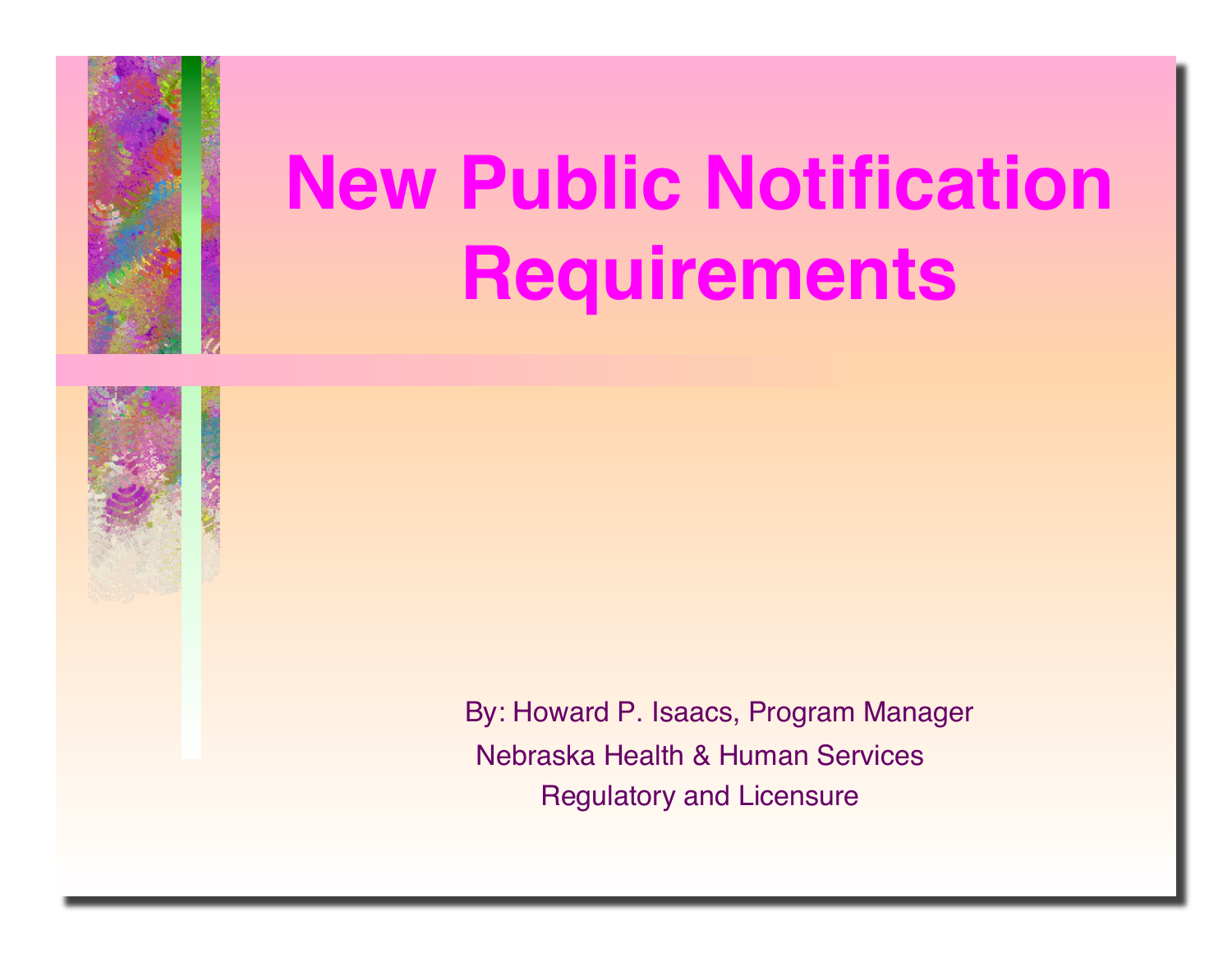# New Public Notification Requirements

By: Howard P. Isaacs, Program Manager

Nebraska Health & Human Services

Regulatory and Licensure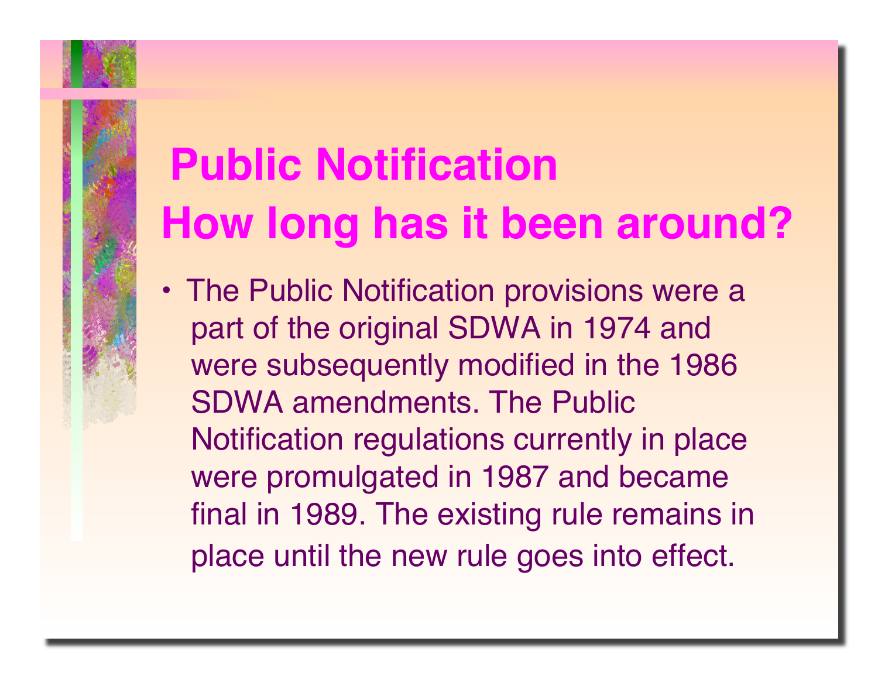# Public Notification
# How long has it been around?

- The Public Notification provisions were a part of the original SDWA in 1974 and were subsequently modified in the 1986 SDWA amendments. The Public Notification regulations currently in place were promulgated in 1987 and became final in 1989. The existing rule remains in place until the new rule goes into effect.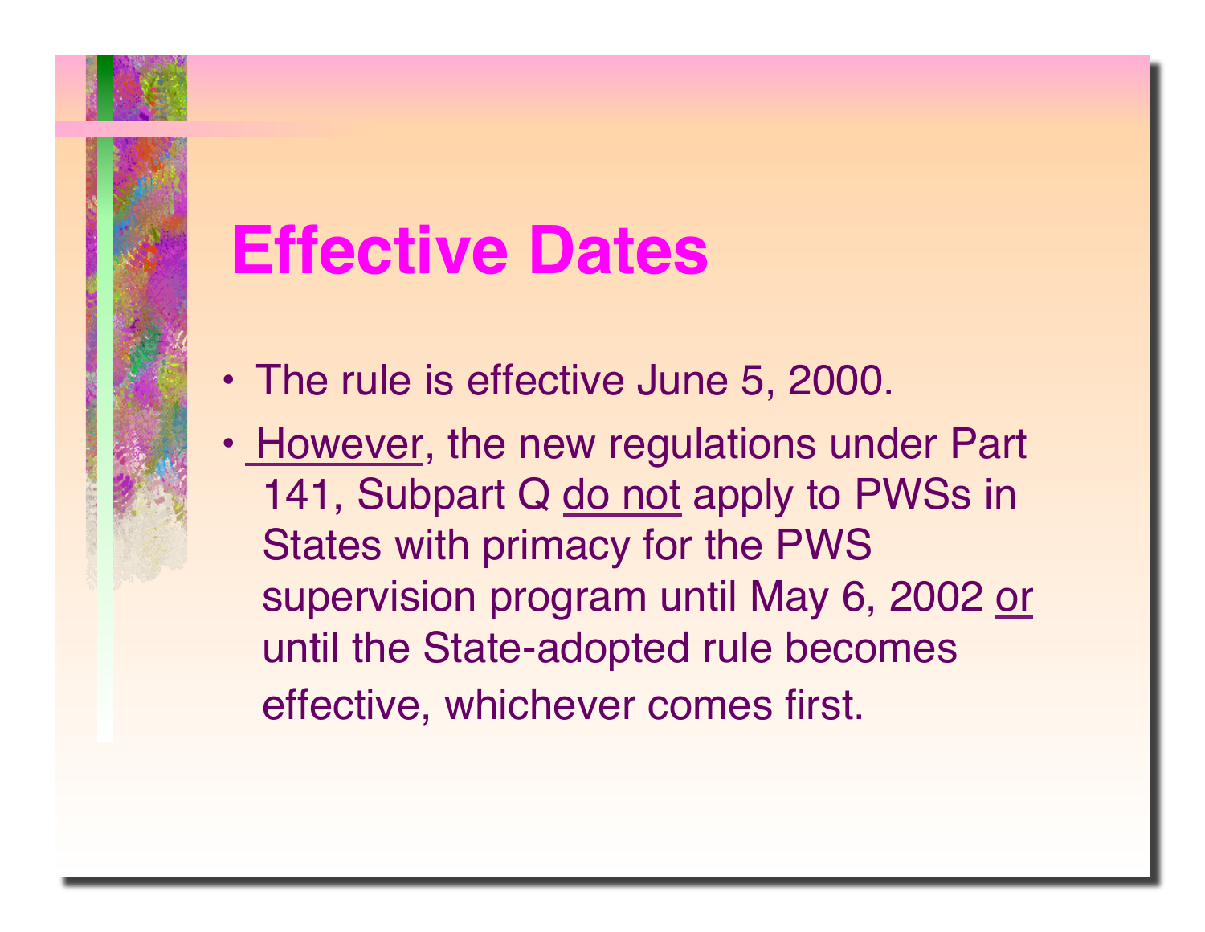# Effective Dates

- The rule is effective June 5, 2000.
- <u>However</u>, the new regulations under Part 141, Subpart Q <u>do not</u> apply to PWSs in States with primacy for the PWS supervision program until May 6, 2002 <u>or</u> until the State-adopted rule becomes effective, whichever comes first.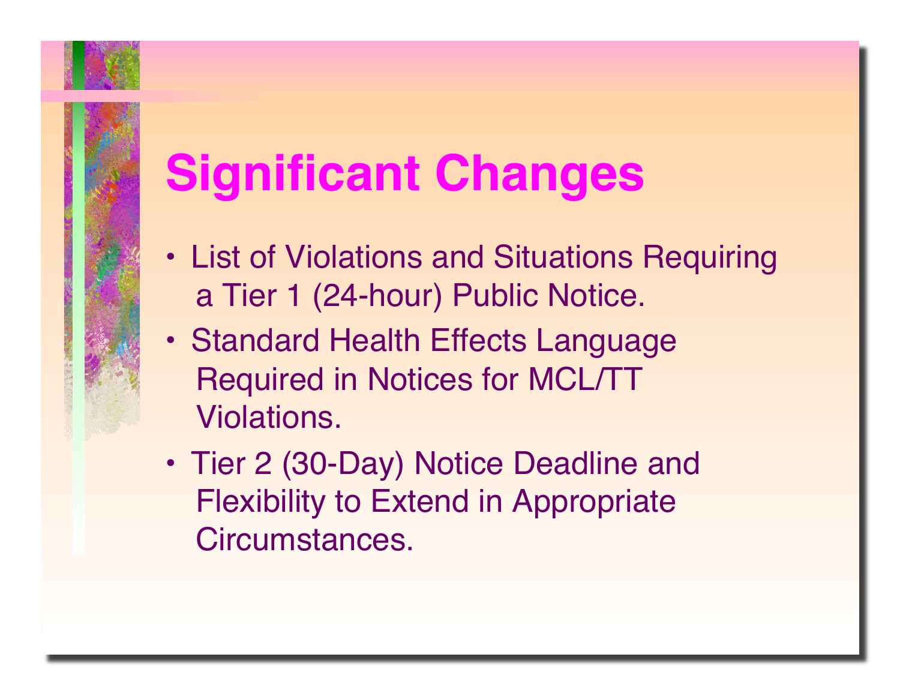# Significant Changes

- List of Violations and Situations Requiring a Tier 1 (24-hour) Public Notice.
- Standard Health Effects Language Required in Notices for MCL/TT Violations.
- Tier 2 (30-Day) Notice Deadline and Flexibility to Extend in Appropriate Circumstances.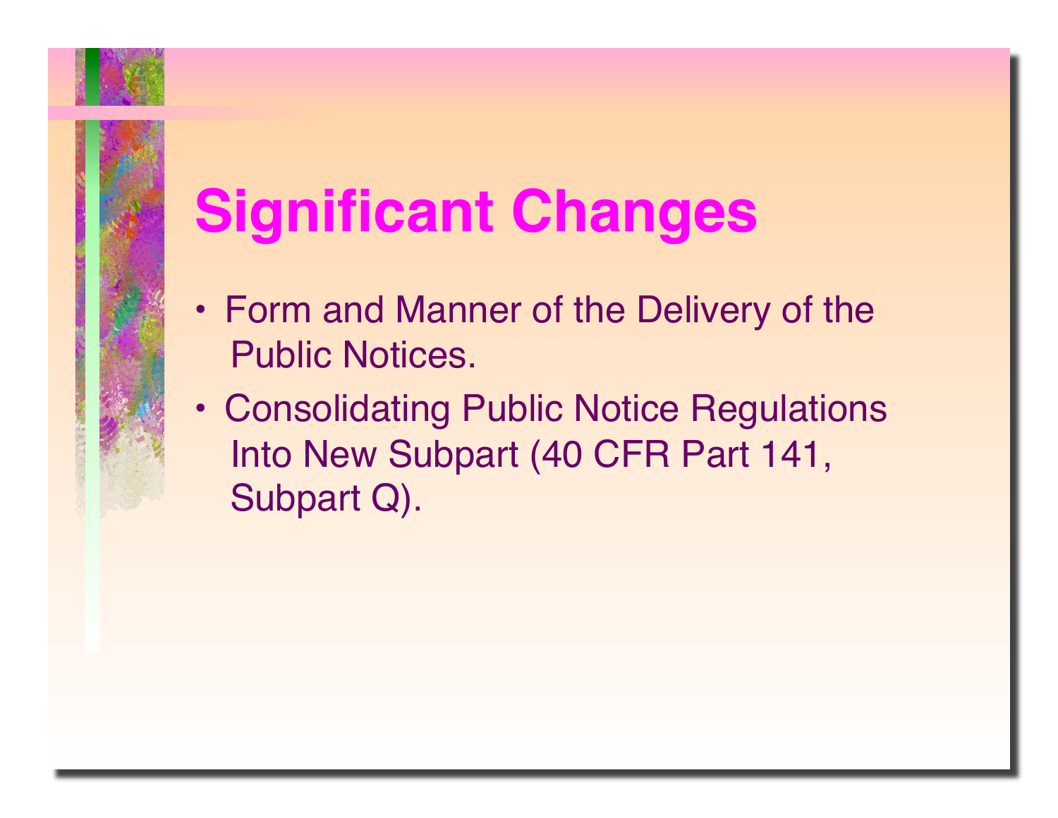# Significant Changes

- Form and Manner of the Delivery of the Public Notices.
- Consolidating Public Notice Regulations Into New Subpart (40 CFR Part 141, Subpart Q).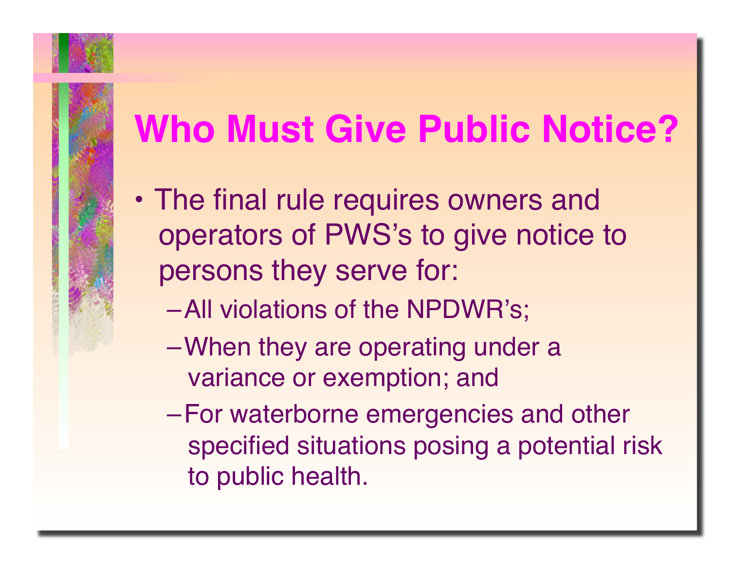# Who Must Give Public Notice?

- The final rule requires owners and operators of PWS's to give notice to persons they serve for:
  - All violations of the NPDWR's;
  - When they are operating under a variance or exemption; and
  - For waterborne emergencies and other specified situations posing a potential risk to public health.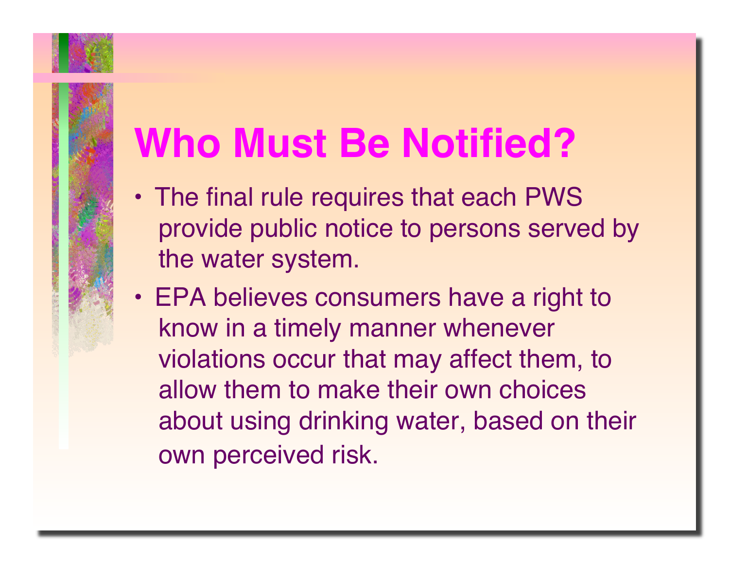# Who Must Be Notified?

- The final rule requires that each PWS provide public notice to persons served by the water system.
- EPA believes consumers have a right to know in a timely manner whenever violations occur that may affect them, to allow them to make their own choices about using drinking water, based on their own perceived risk.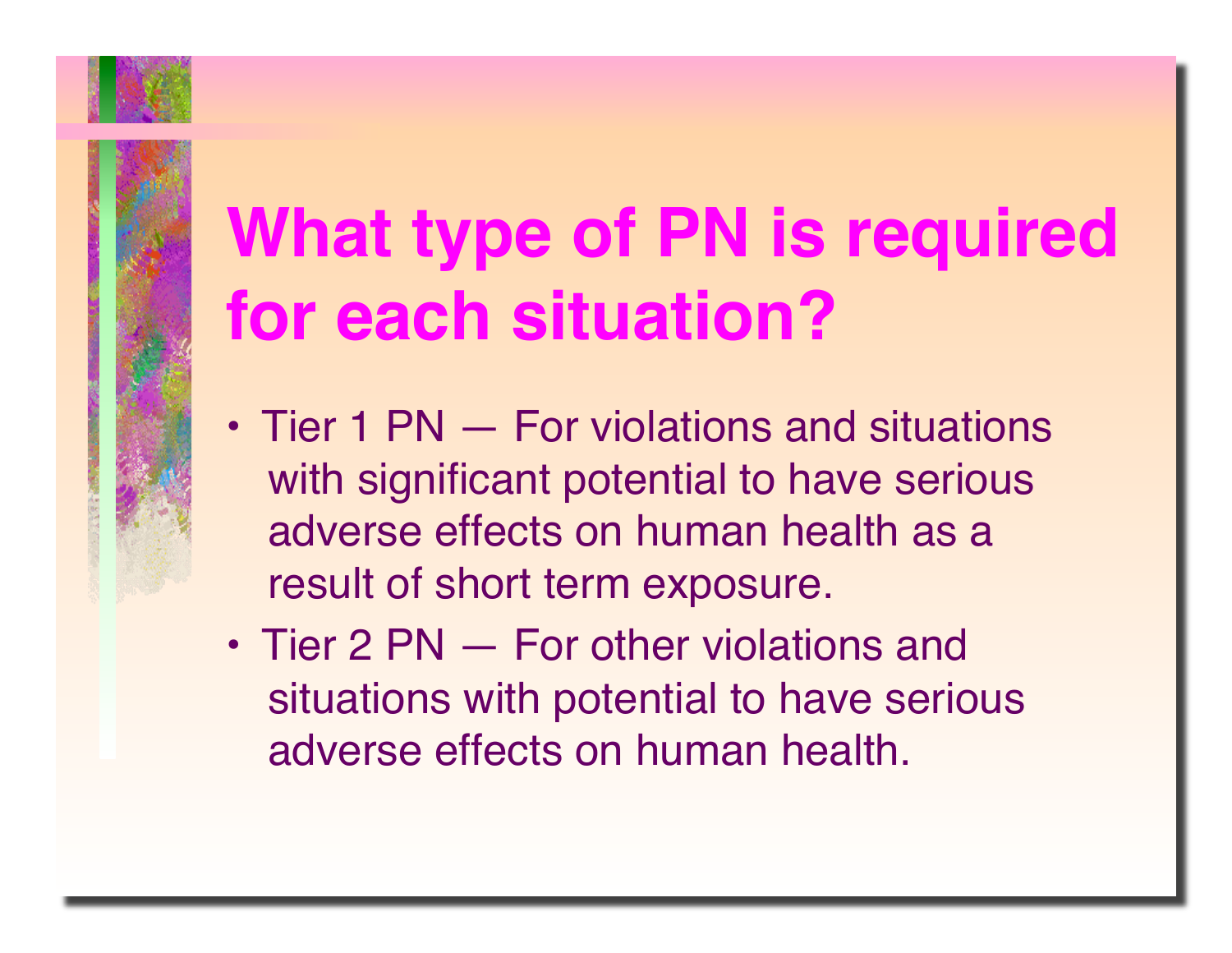# What type of PN is required for each situation?

- Tier 1 PN — For violations and situations with significant potential to have serious adverse effects on human health as a result of short term exposure.
- Tier 2 PN — For other violations and situations with potential to have serious adverse effects on human health.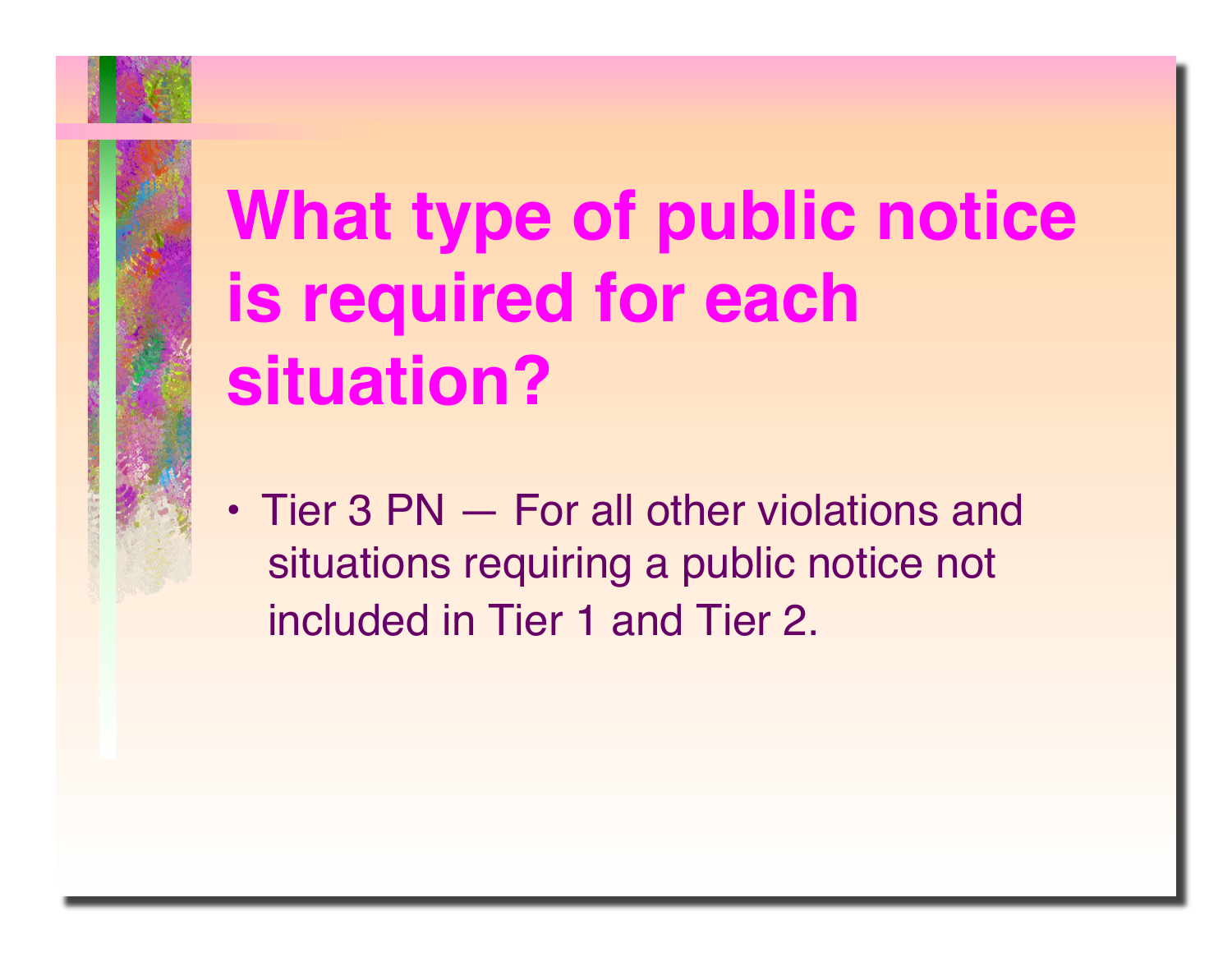# What type of public notice is required for each situation?

- Tier 3 PN — For all other violations and situations requiring a public notice not included in Tier 1 and Tier 2.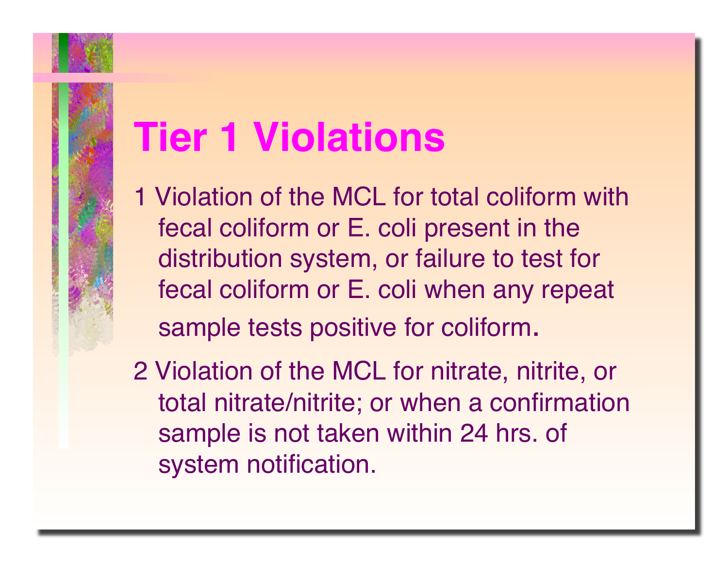# Tier 1 Violations

1 Violation of the MCL for total coliform with fecal coliform or E. coli present in the distribution system, or failure to test for fecal coliform or E. coli when any repeat sample tests positive for coliform.

2 Violation of the MCL for nitrate, nitrite, or total nitrate/nitrite; or when a confirmation sample is not taken within 24 hrs. of system notification.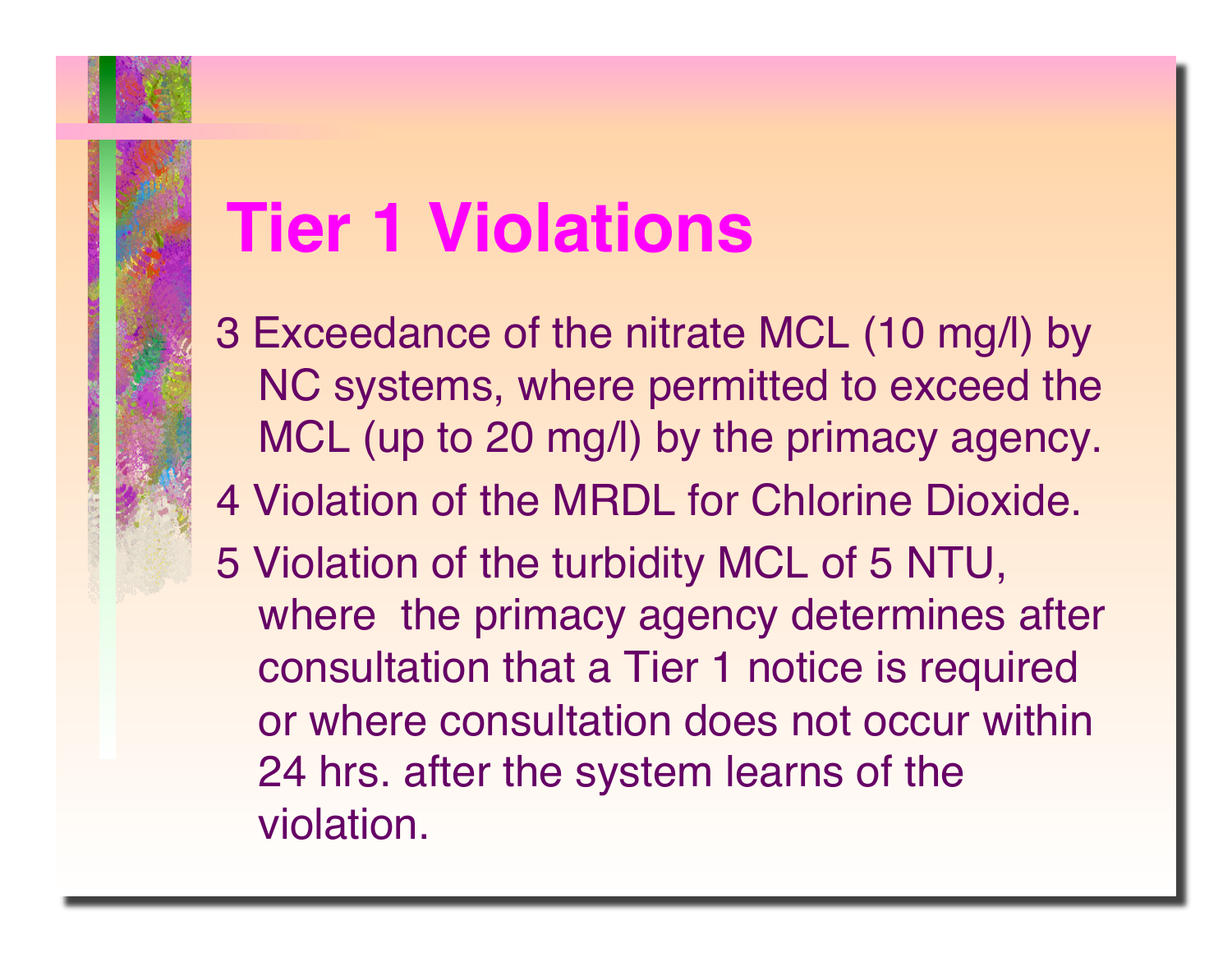# Tier 1 Violations

3 Exceedance of the nitrate MCL (10 mg/l) by NC systems, where permitted to exceed the MCL (up to 20 mg/l) by the primacy agency.

4 Violation of the MRDL for Chlorine Dioxide.

5 Violation of the turbidity MCL of 5 NTU, where the primacy agency determines after consultation that a Tier 1 notice is required or where consultation does not occur within 24 hrs. after the system learns of the violation.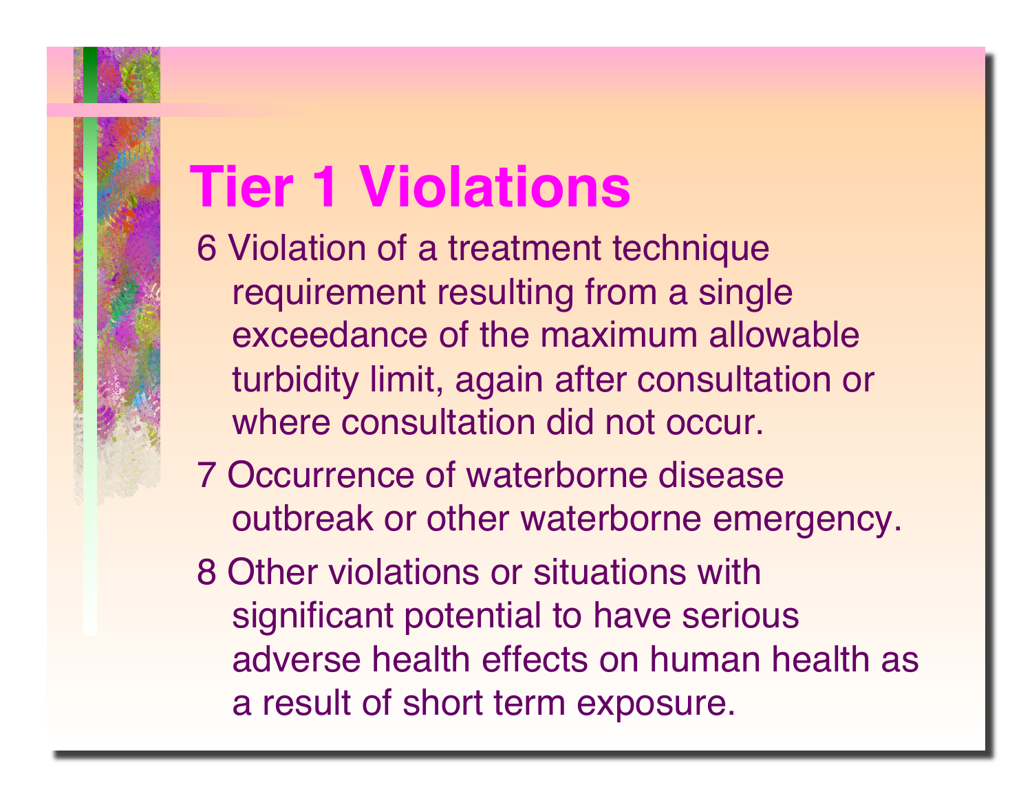# Tier 1 Violations

6 Violation of a treatment technique requirement resulting from a single exceedance of the maximum allowable turbidity limit, again after consultation or where consultation did not occur.

7 Occurrence of waterborne disease outbreak or other waterborne emergency.

8 Other violations or situations with significant potential to have serious adverse health effects on human health as a result of short term exposure.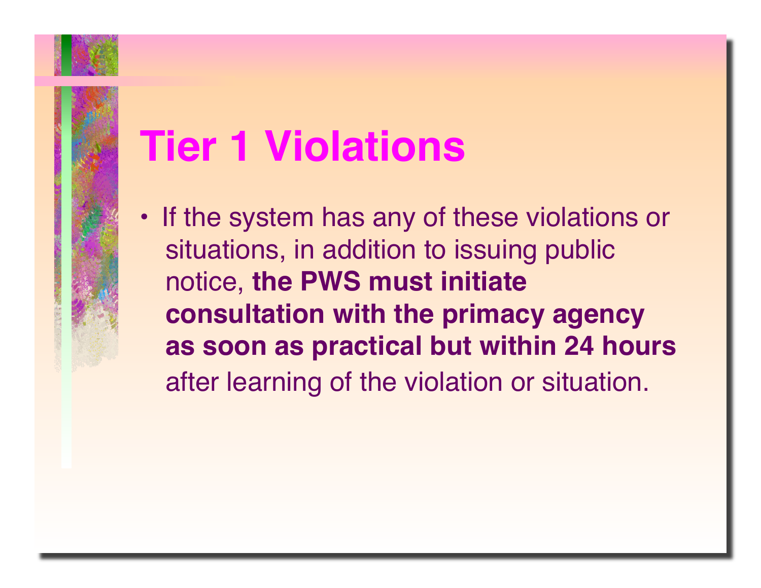# Tier 1 Violations

- If the system has any of these violations or situations, in addition to issuing public notice, **the PWS must initiate consultation with the primacy agency as soon as practical but within 24 hours** after learning of the violation or situation.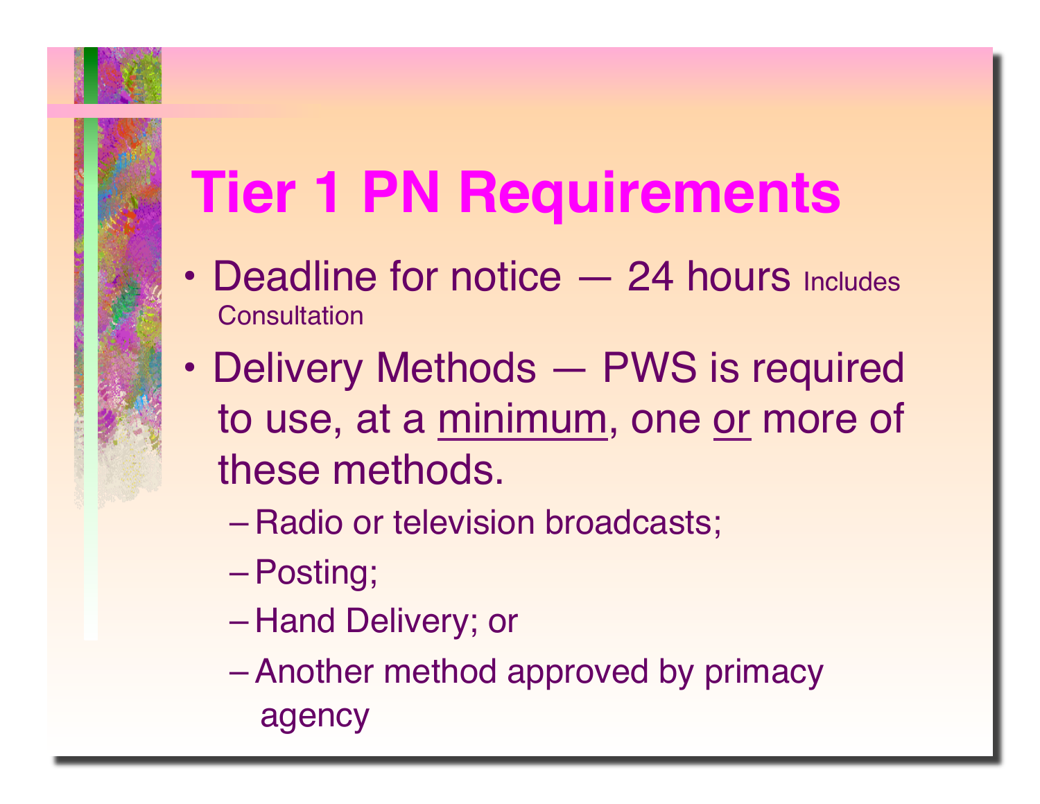# Tier 1 PN Requirements

- Deadline for notice — 24 hours Includes Consultation
- Delivery Methods — PWS is required to use, at a minimum, one or more of these methods.
  - Radio or television broadcasts;
  - Posting;
  - Hand Delivery; or
  - Another method approved by primacy agency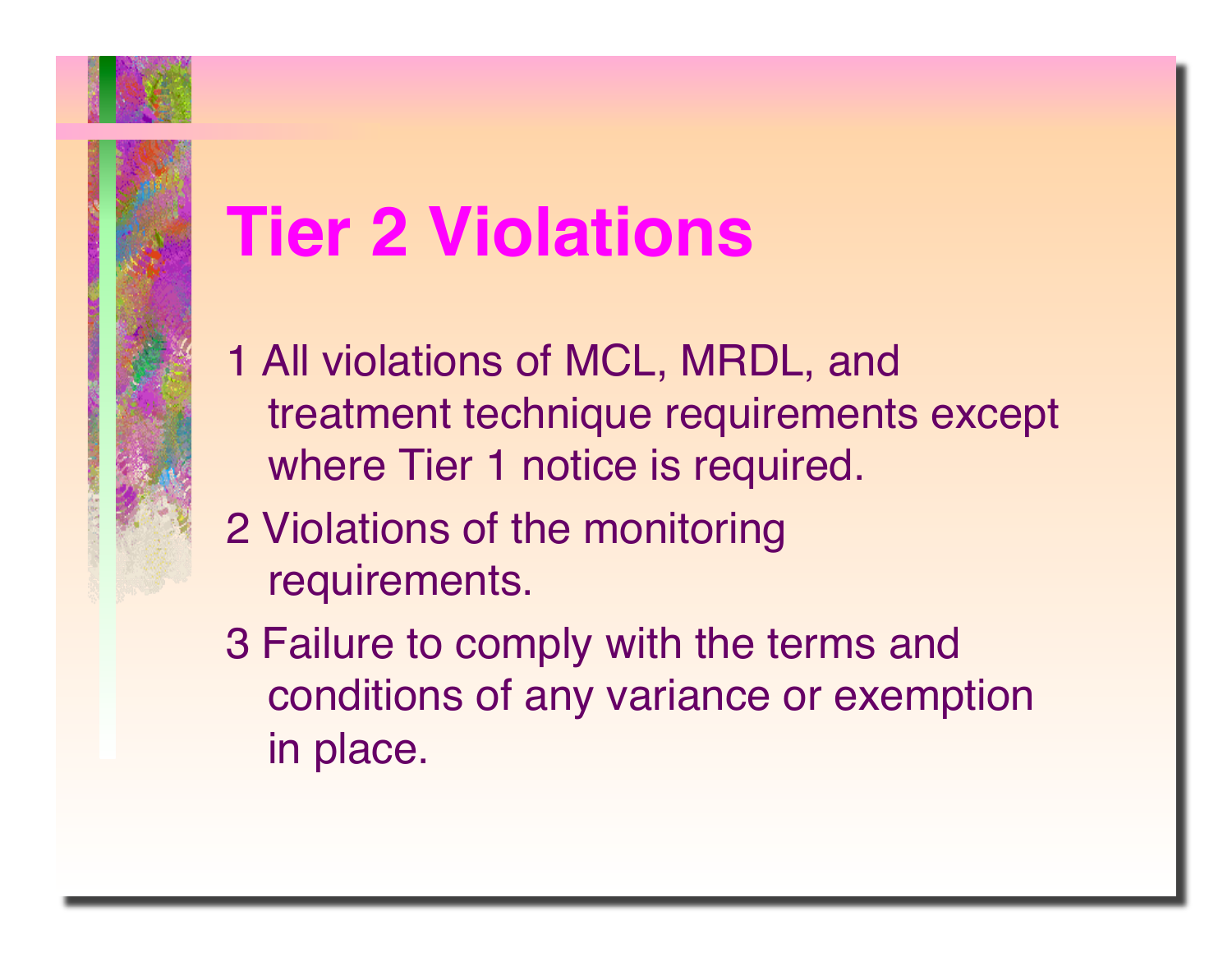# Tier 2 Violations

1 All violations of MCL, MRDL, and treatment technique requirements except where Tier 1 notice is required.

2 Violations of the monitoring requirements.

3 Failure to comply with the terms and conditions of any variance or exemption in place.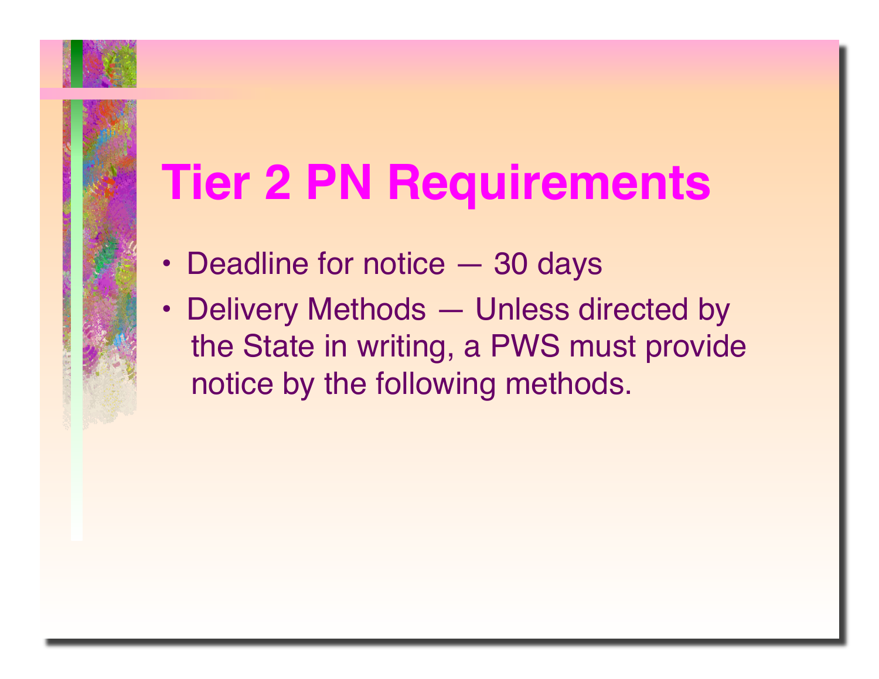# Tier 2 PN Requirements

- Deadline for notice — 30 days
- Delivery Methods — Unless directed by the State in writing, a PWS must provide notice by the following methods.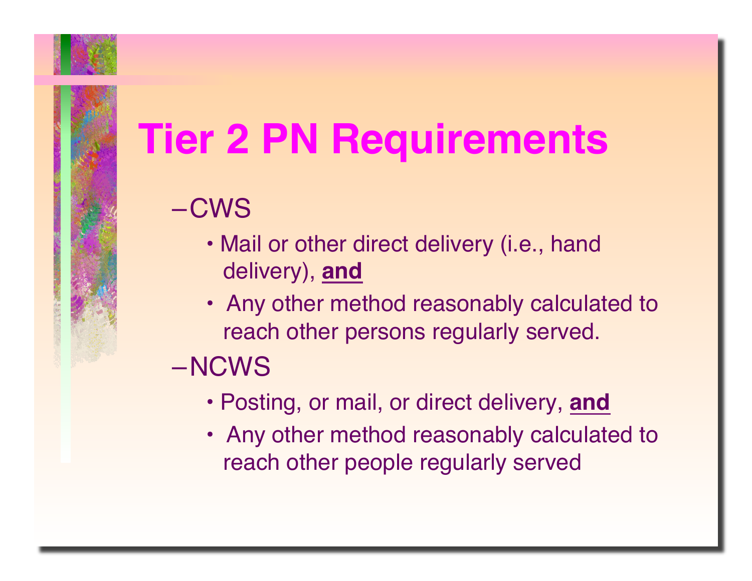# Tier 2 PN Requirements

- CWS
  - Mail or other direct delivery (i.e., hand delivery), **<u>and</u>**
  - Any other method reasonably calculated to reach other persons regularly served.
- NCWS
  - Posting, or mail, or direct delivery, **<u>and</u>**
  - Any other method reasonably calculated to reach other people regularly served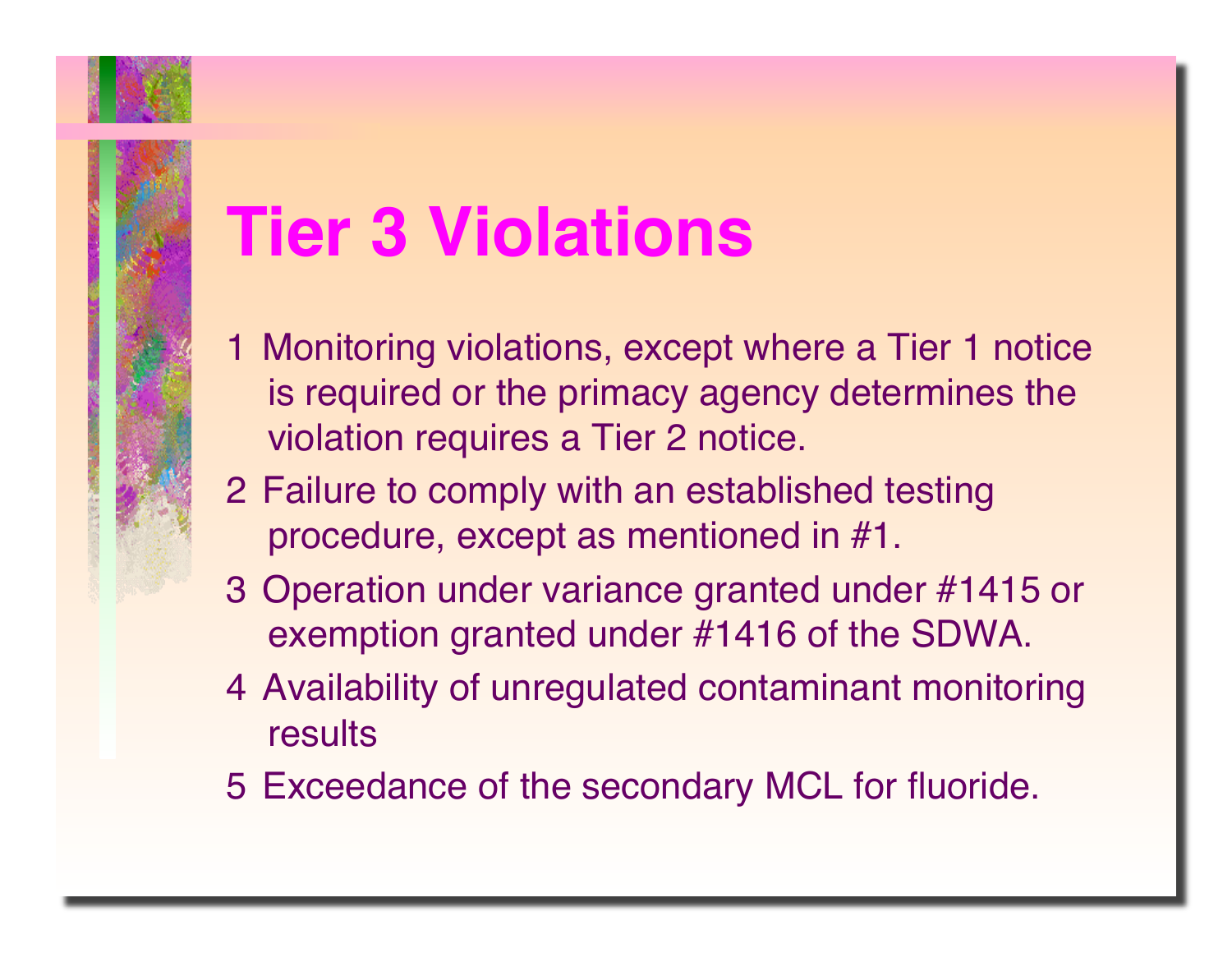# Tier 3 Violations

1. Monitoring violations, except where a Tier 1 notice is required or the primacy agency determines the violation requires a Tier 2 notice.
2. Failure to comply with an established testing procedure, except as mentioned in #1.
3. Operation under variance granted under #1415 or exemption granted under #1416 of the SDWA.
4. Availability of unregulated contaminant monitoring results
5. Exceedance of the secondary MCL for fluoride.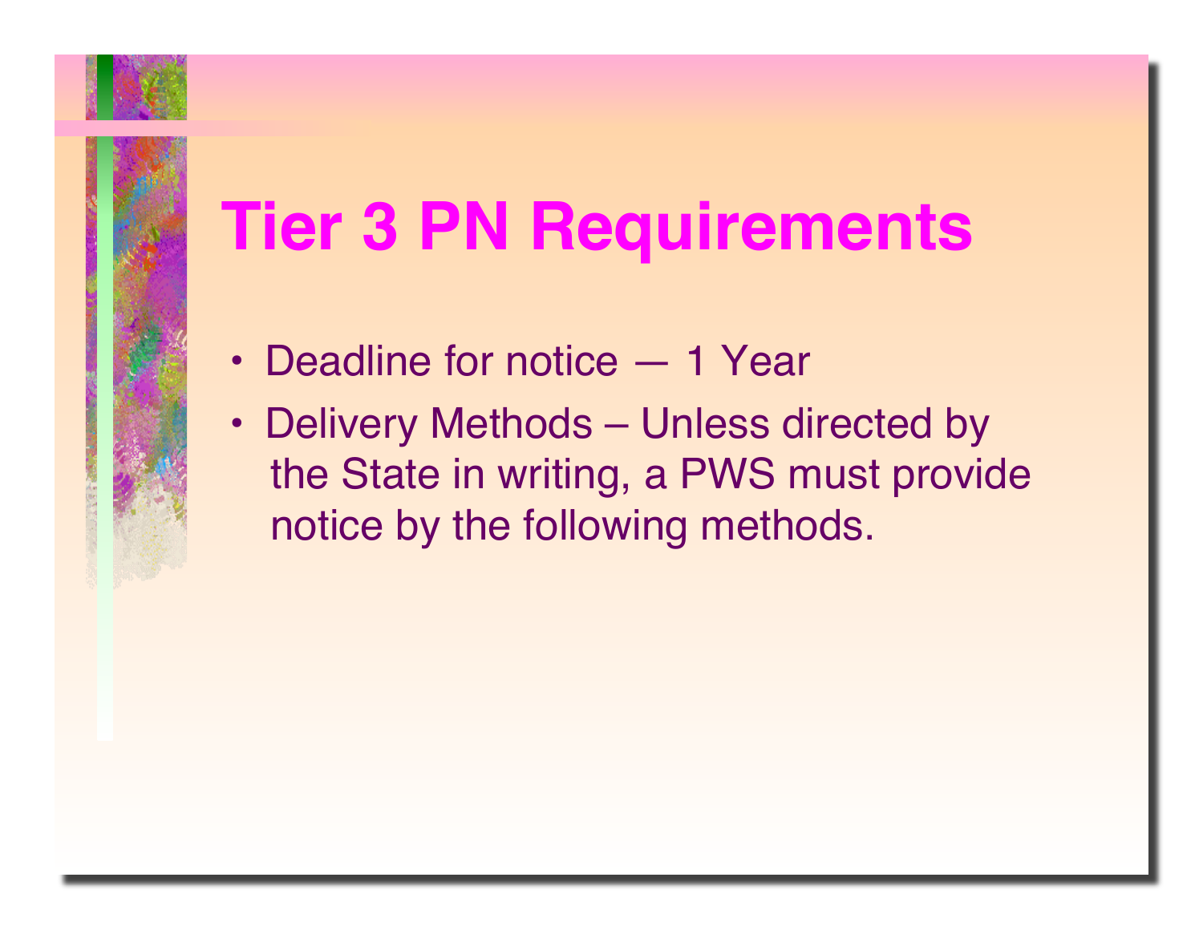# Tier 3 PN Requirements

- Deadline for notice — 1 Year
- Delivery Methods – Unless directed by the State in writing, a PWS must provide notice by the following methods.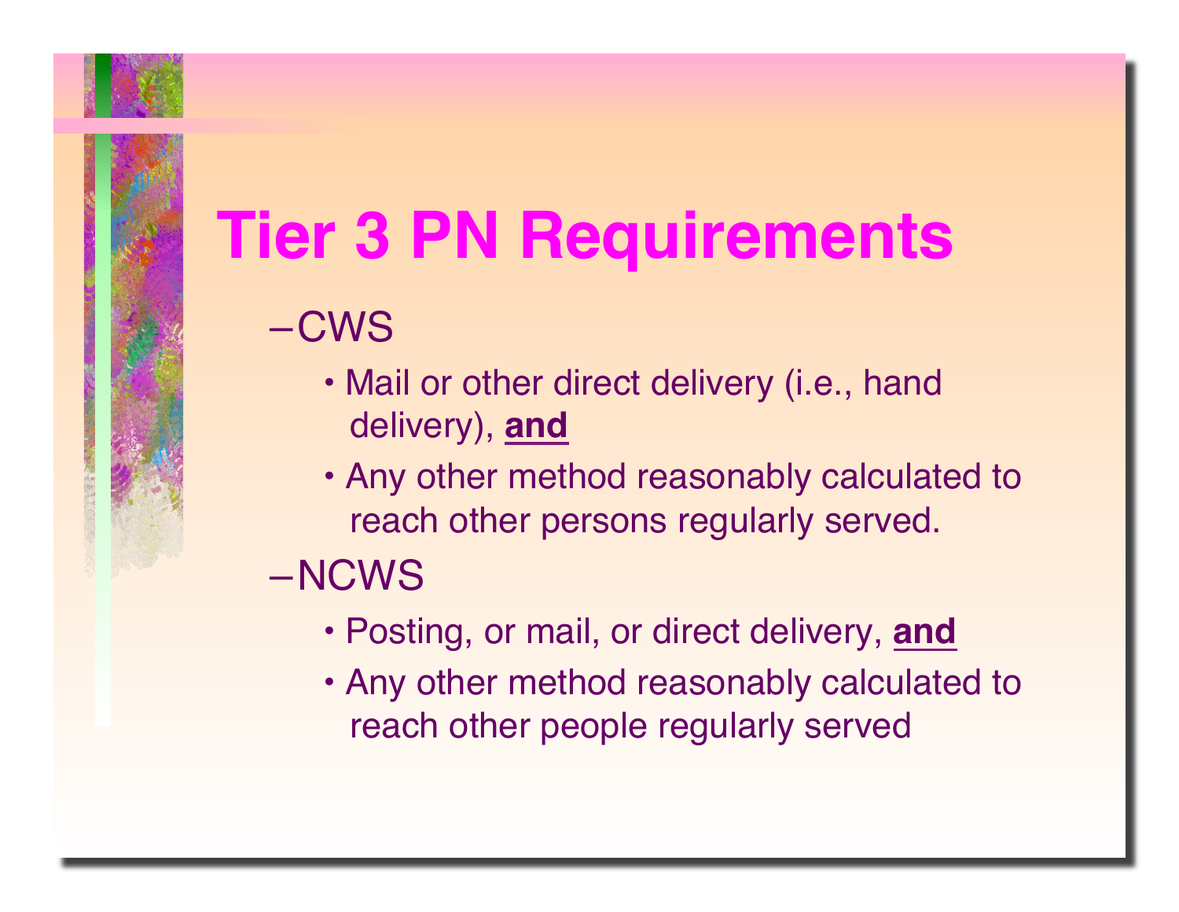# Tier 3 PN Requirements

- CWS
  - Mail or other direct delivery (i.e., hand delivery), **and**
  - Any other method reasonably calculated to reach other persons regularly served.
- NCWS
  - Posting, or mail, or direct delivery, **and**
  - Any other method reasonably calculated to reach other people regularly served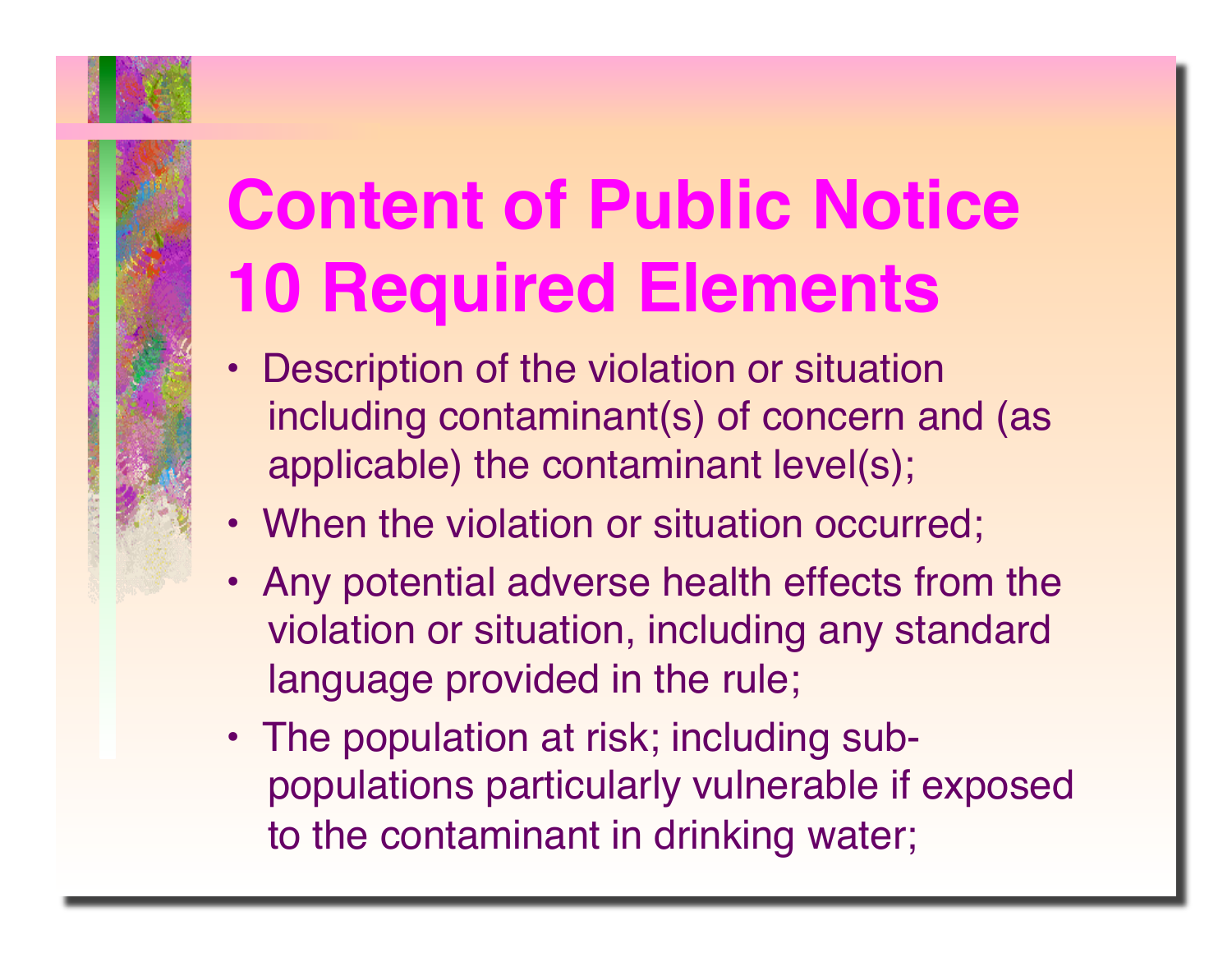# Content of Public Notice 10 Required Elements

- Description of the violation or situation including contaminant(s) of concern and (as applicable) the contaminant level(s);
- When the violation or situation occurred;
- Any potential adverse health effects from the violation or situation, including any standard language provided in the rule;
- The population at risk; including sub-populations particularly vulnerable if exposed to the contaminant in drinking water;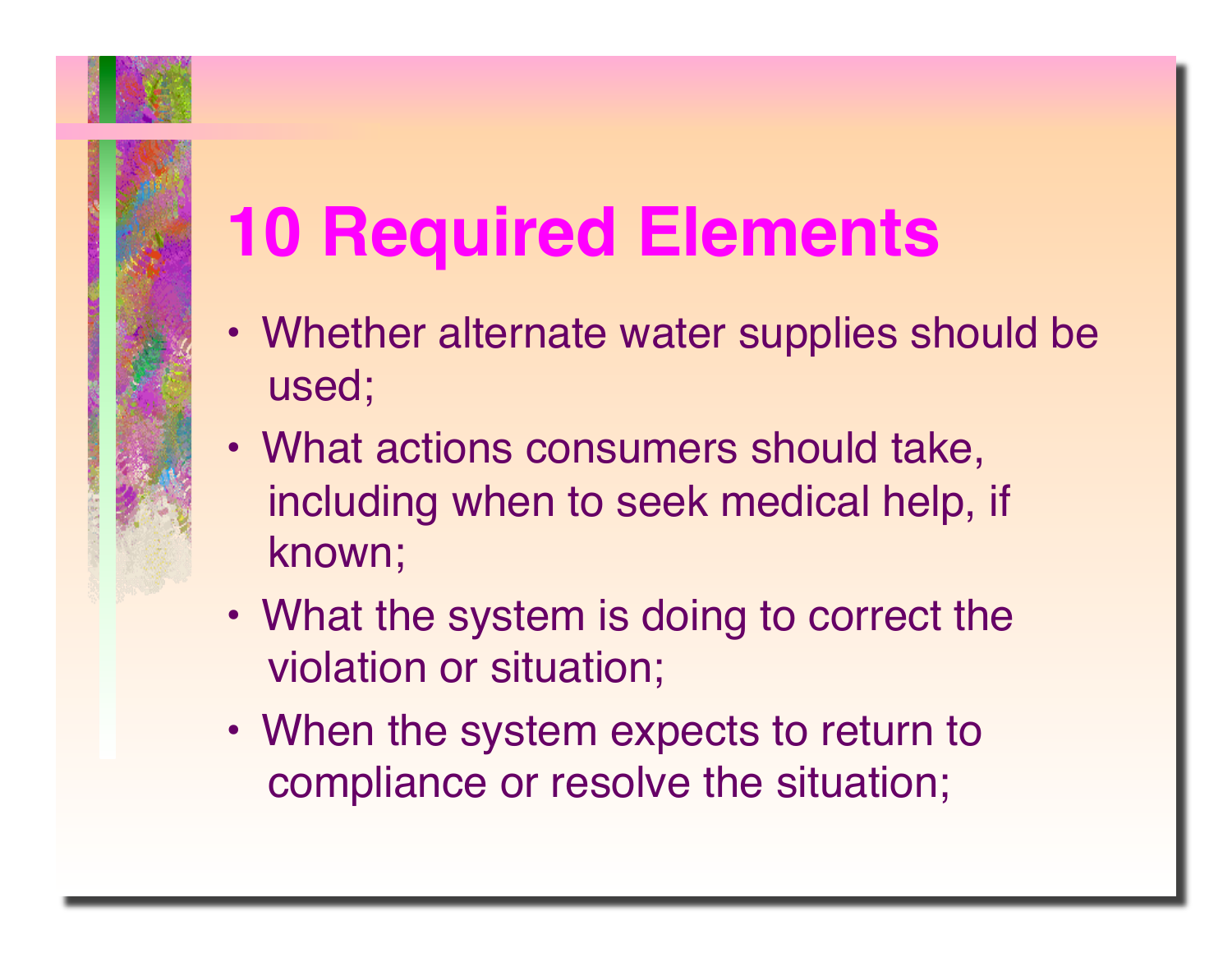# 10 Required Elements

- Whether alternate water supplies should be used;
- What actions consumers should take, including when to seek medical help, if known;
- What the system is doing to correct the violation or situation;
- When the system expects to return to compliance or resolve the situation;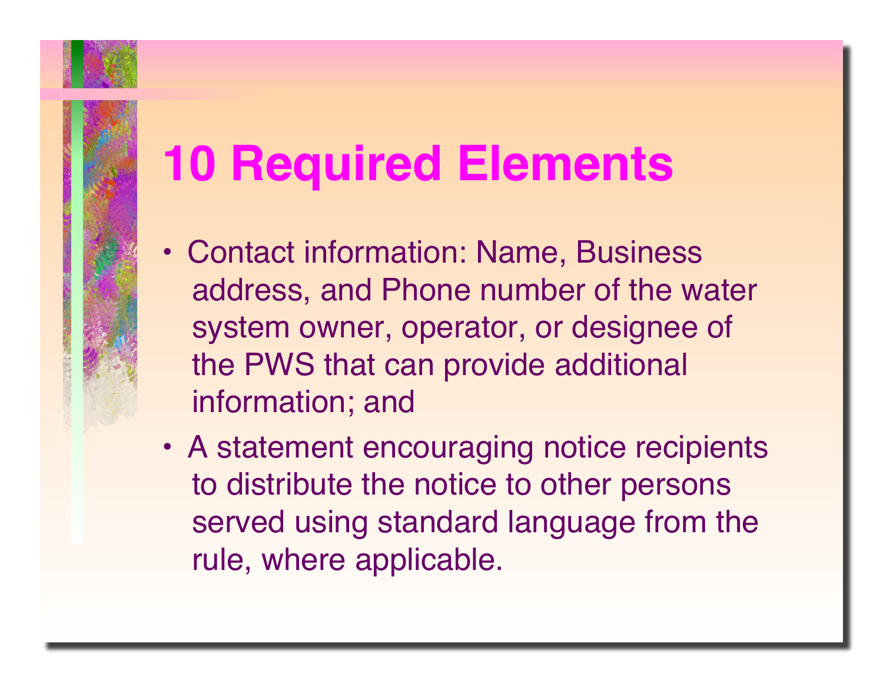# 10 Required Elements

- Contact information: Name, Business address, and Phone number of the water system owner, operator, or designee of the PWS that can provide additional information; and
- A statement encouraging notice recipients to distribute the notice to other persons served using standard language from the rule, where applicable.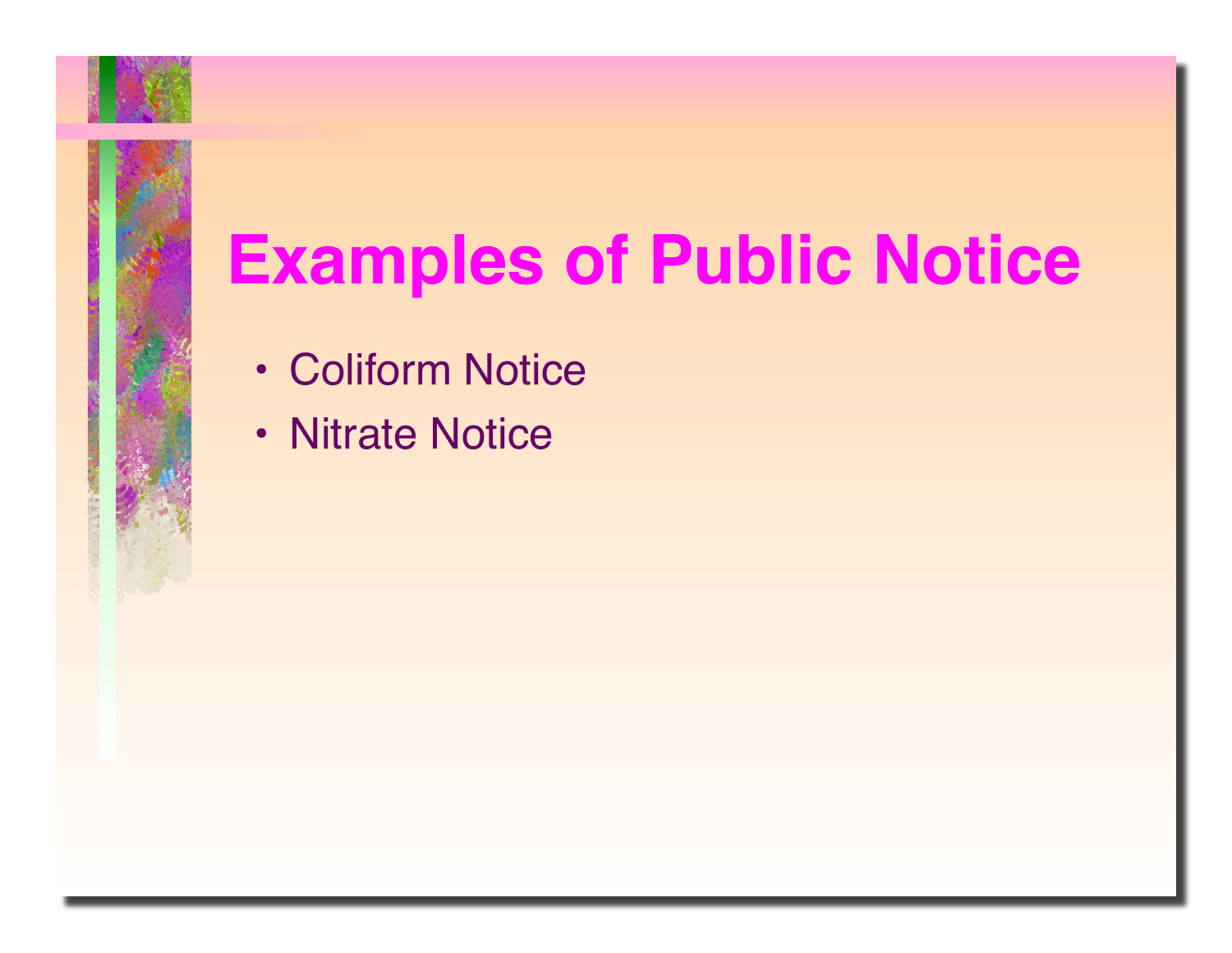# Examples of Public Notice

- Coliform Notice
- Nitrate Notice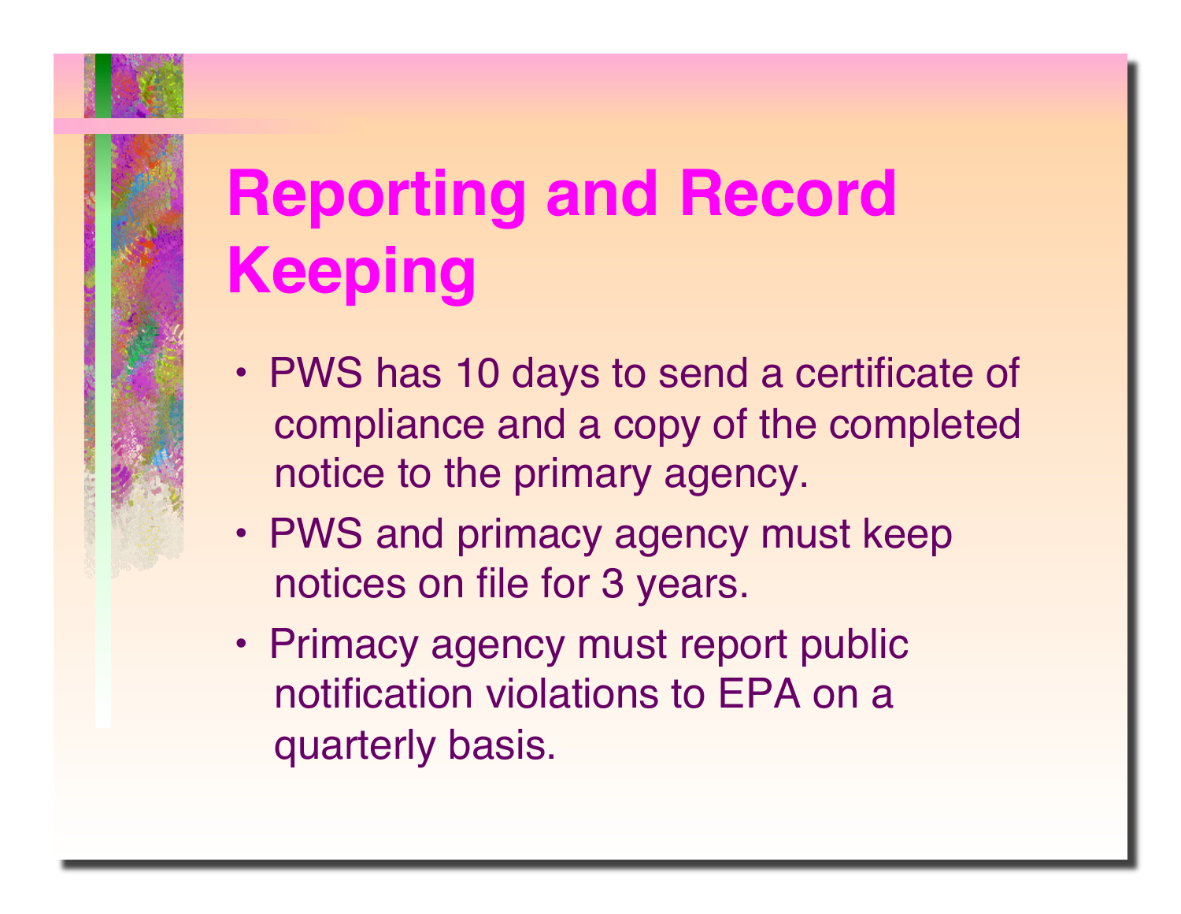# Reporting and Record Keeping

- PWS has 10 days to send a certificate of compliance and a copy of the completed notice to the primary agency.
- PWS and primacy agency must keep notices on file for 3 years.
- Primacy agency must report public notification violations to EPA on a quarterly basis.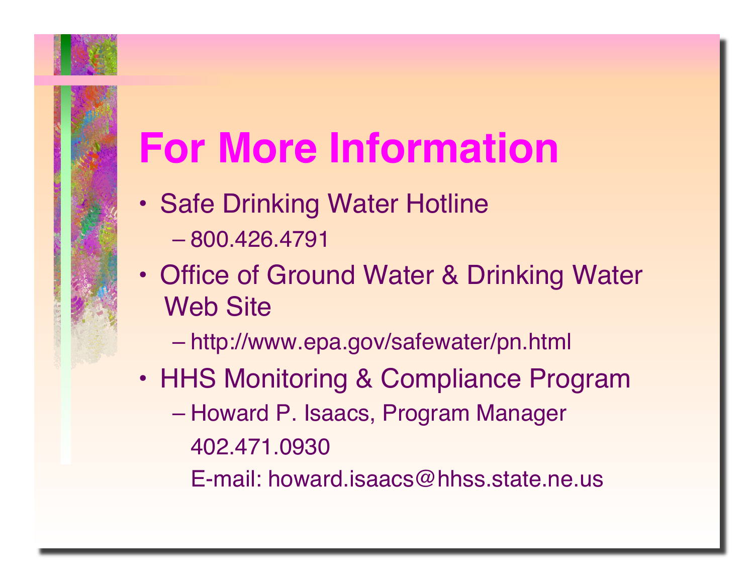# For More Information

- Safe Drinking Water Hotline
  - 800.426.4791
- Office of Ground Water & Drinking Water Web Site
  - http://www.epa.gov/safewater/pn.html
- HHS Monitoring & Compliance Program
  - Howard P. Isaacs, Program Manager
    402.471.0930
    E-mail: howard.isaacs@hhss.state.ne.us